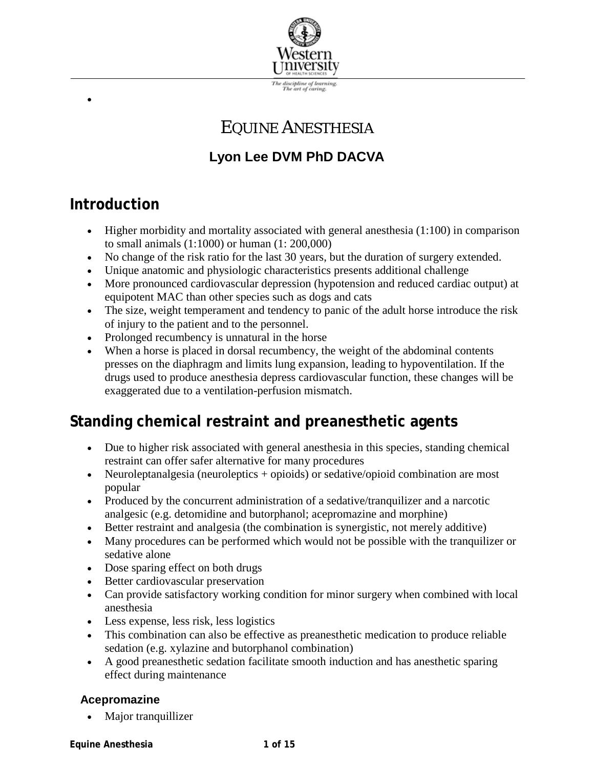# EQUINE ANESTHESIA

**Lyon Lee DVM PhD DACVA**

## Introduction

- Higher morbidity and mortality associated with general anesthesia (1:100) in comparison to small animals (1:1000) or human (1: 200,000)
- No change of the risk ratio for the last 30 years, but the duration of surgery extended.
- Unique anatomic and physiologic characteristics presents additional challenge
- More pronounced cardiovascular depression (hypotension and reduced cardiac output) at equipotent MAC than other species such as dogs and cats
- The size, weight temperament and tendency to panic of the adult horse introduce the risk of injury to the patient and to the personnel.
- Prolonged recumbency is unnatural in the horse
- When a horse is placed in dorsal recumbency, the weight of the abdominal contents presses on the diaphragm and limits lung expansion, leading to hypoventilation. If the drugs used to produce anesthesia depress cardiovascular function, these changes will be exaggerated due to a ventilation-perfusion mismatch.

## Standing chemical restraint and preanesthetic agents

- Due to higher risk associated with general anesthesia in this species, standing chemical restraint can offer safer alternative for many procedures
- Neuroleptanalgesia (neuroleptics + opioids) or sedative/opioid combination are most popular
- Produced by the concurrent administration of a sedative/tranquilizer and a narcotic analgesic (e.g. detomidine and butorphanol; acepromazine and morphine)
- Better restraint and analgesia (the combination is synergistic, not merely additive)
- Many procedures can be performed which would not be possible with the tranquilizer or sedative alone
- Dose sparing effect on both drugs
- Better cardiovascular preservation
- Can provide satisfactory working condition for minor surgery when combined with local anesthesia
- Less expense, less risk, less logistics
- This combination can also be effective as preanesthetic medication to produce reliable sedation (e.g. xylazine and butorphanol combination)
- A good preanesthetic sedation facilitate smooth induction and has anesthetic sparing effect during maintenance

### Acepromazine

- Major tranquillizer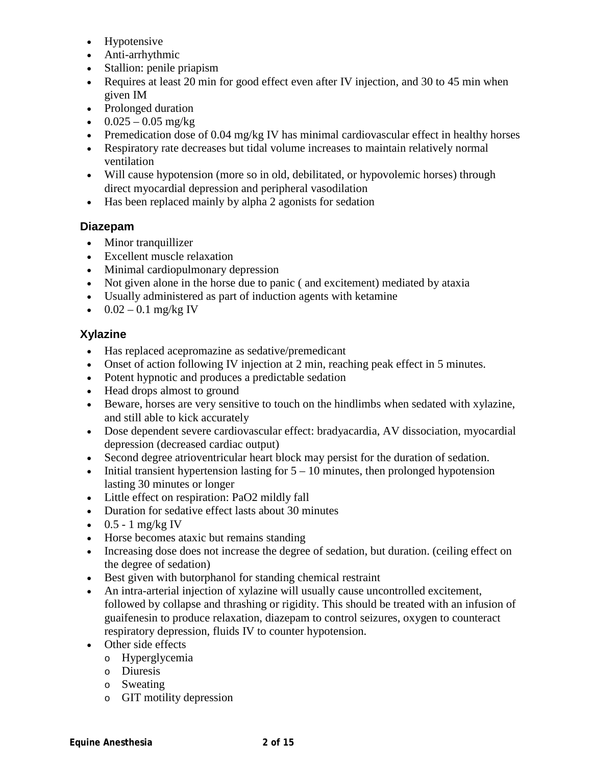- Hypotensive
- Anti-arrhythmic
- Stallion: penile priapism
- Requires at least 20 min for good effect even after IV injection, and 30 to 45 min when given IM
- Prolonged duration
- 0.025 – 0.05 mg/kg
- Premedication dose of 0.04 mg/kg IV has minimal cardiovascular effect in healthy horses
- Respiratory rate decreases but tidal volume increases to maintain relatively normal ventilation
- Will cause hypotension (more so in old, debilitated, or hypovolemic horses) through direct myocardial depression and peripheral vasodilation
- Has been replaced mainly by alpha 2 agonists for sedation

### Diazepam

- Minor tranquillizer
- Excellent muscle relaxation
- Minimal cardiopulmonary depression
- Not given alone in the horse due to panic ( and excitement) mediated by ataxia
- Usually administered as part of induction agents with ketamine
- 0.02 – 0.1 mg/kg IV

### Xylazine

- Has replaced acepromazine as sedative/premedicant
- Onset of action following IV injection at 2 min, reaching peak effect in 5 minutes.
- Potent hypnotic and produces a predictable sedation
- Head drops almost to ground
- Beware, horses are very sensitive to touch on the hindlimbs when sedated with xylazine, and still able to kick accurately
- Dose dependent severe cardiovascular effect: bradyacardia, AV dissociation, myocardial depression (decreased cardiac output)
- Second degree atrioventricular heart block may persist for the duration of sedation.
- Initial transient hypertension lasting for 5 – 10 minutes, then prolonged hypotension lasting 30 minutes or longer
- Little effect on respiration: $PaO_2$ mildly fall
- Duration for sedative effect lasts about 30 minutes
- 0.5 - 1 mg/kg IV
- Horse becomes ataxic but remains standing
- Increasing dose does not increase the degree of sedation, but duration. (ceiling effect on the degree of sedation)
- Best given with butorphanol for standing chemical restraint
- An intra-arterial injection of xylazine will usually cause uncontrolled excitement, followed by collapse and thrashing or rigidity. This should be treated with an infusion of guaifenesin to produce relaxation, diazepam to control seizures, oxygen to counteract respiratory depression, fluids IV to counter hypotension.
- Other side effects
  - Hyperglycemia
  - Diuresis
  - Sweating
  - GIT motility depression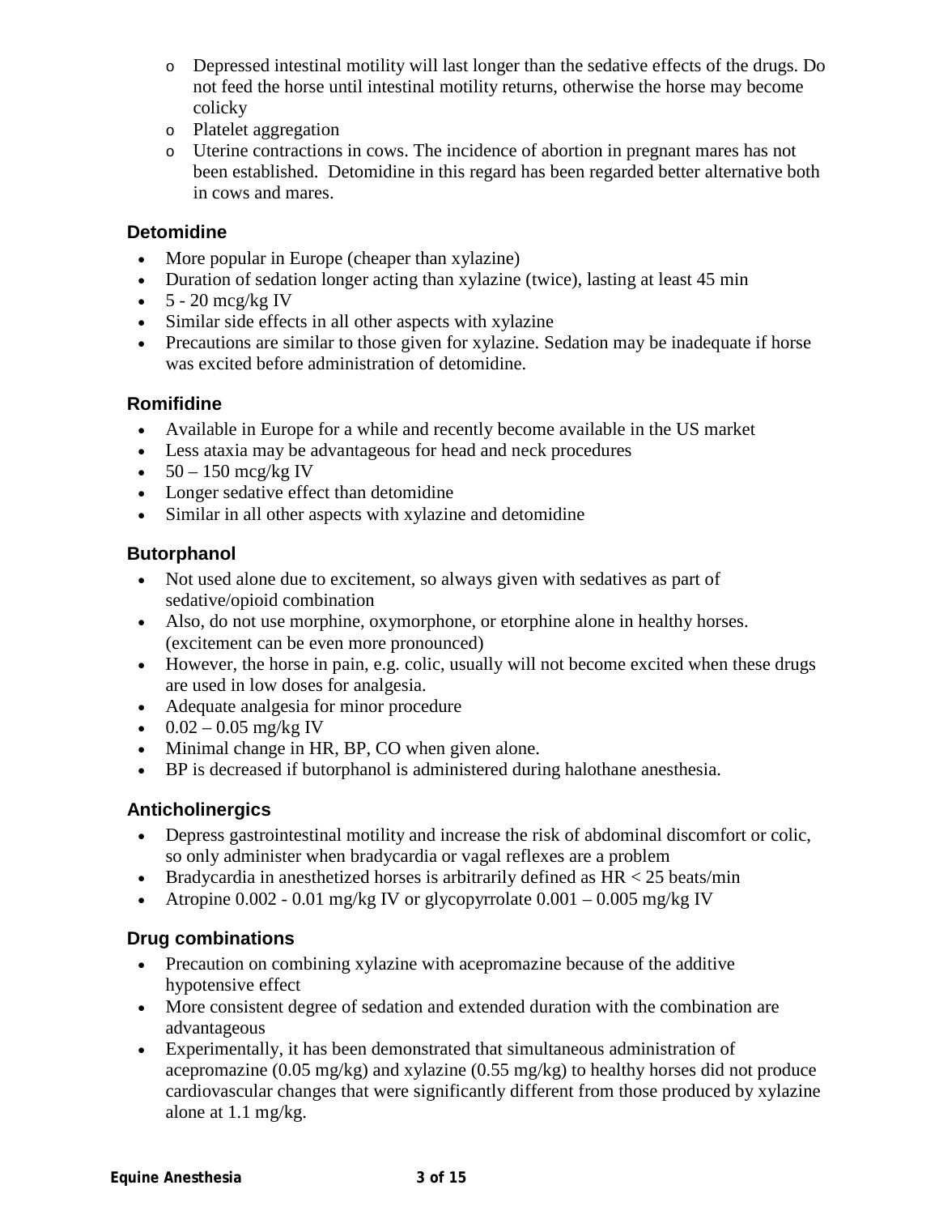- Depressed intestinal motility will last longer than the sedative effects of the drugs. Do not feed the horse until intestinal motility returns, otherwise the horse may become colicky
  - Platelet aggregation
  - Uterine contractions in cows. The incidence of abortion in pregnant mares has not been established. Detomidine in this regard has been regarded better alternative both in cows and mares.

### Detomidine

- More popular in Europe (cheaper than xylazine)
- Duration of sedation longer acting than xylazine (twice), lasting at least 45 min
- 5 - 20 mcg/kg IV
- Similar side effects in all other aspects with xylazine
- Precautions are similar to those given for xylazine. Sedation may be inadequate if horse was excited before administration of detomidine.

### Romifidine

- Available in Europe for a while and recently become available in the US market
- Less ataxia may be advantageous for head and neck procedures
- 50 – 150 mcg/kg IV
- Longer sedative effect than detomidine
- Similar in all other aspects with xylazine and detomidine

### Butorphanol

- Not used alone due to excitement, so always given with sedatives as part of sedative/opioid combination
- Also, do not use morphine, oxymorphone, or etorphine alone in healthy horses. (excitement can be even more pronounced)
- However, the horse in pain, e.g. colic, usually will not become excited when these drugs are used in low doses for analgesia.
- Adequate analgesia for minor procedure
- 0.02 – 0.05 mg/kg IV
- Minimal change in HR, BP, CO when given alone.
- BP is decreased if butorphanol is administered during halothane anesthesia.

### Anticholinergics

- Depress gastrointestinal motility and increase the risk of abdominal discomfort or colic, so only administer when bradycardia or vagal reflexes are a problem
- Bradycardia in anesthetized horses is arbitrarily defined as HR < 25 beats/min
- Atropine 0.002 - 0.01 mg/kg IV or glycopyrrolate 0.001 – 0.005 mg/kg IV

### Drug combinations

- Precaution on combining xylazine with acepromazine because of the additive hypotensive effect
- More consistent degree of sedation and extended duration with the combination are advantageous
- Experimentally, it has been demonstrated that simultaneous administration of acepromazine (0.05 mg/kg) and xylazine (0.55 mg/kg) to healthy horses did not produce cardiovascular changes that were significantly different from those produced by xylazine alone at 1.1 mg/kg.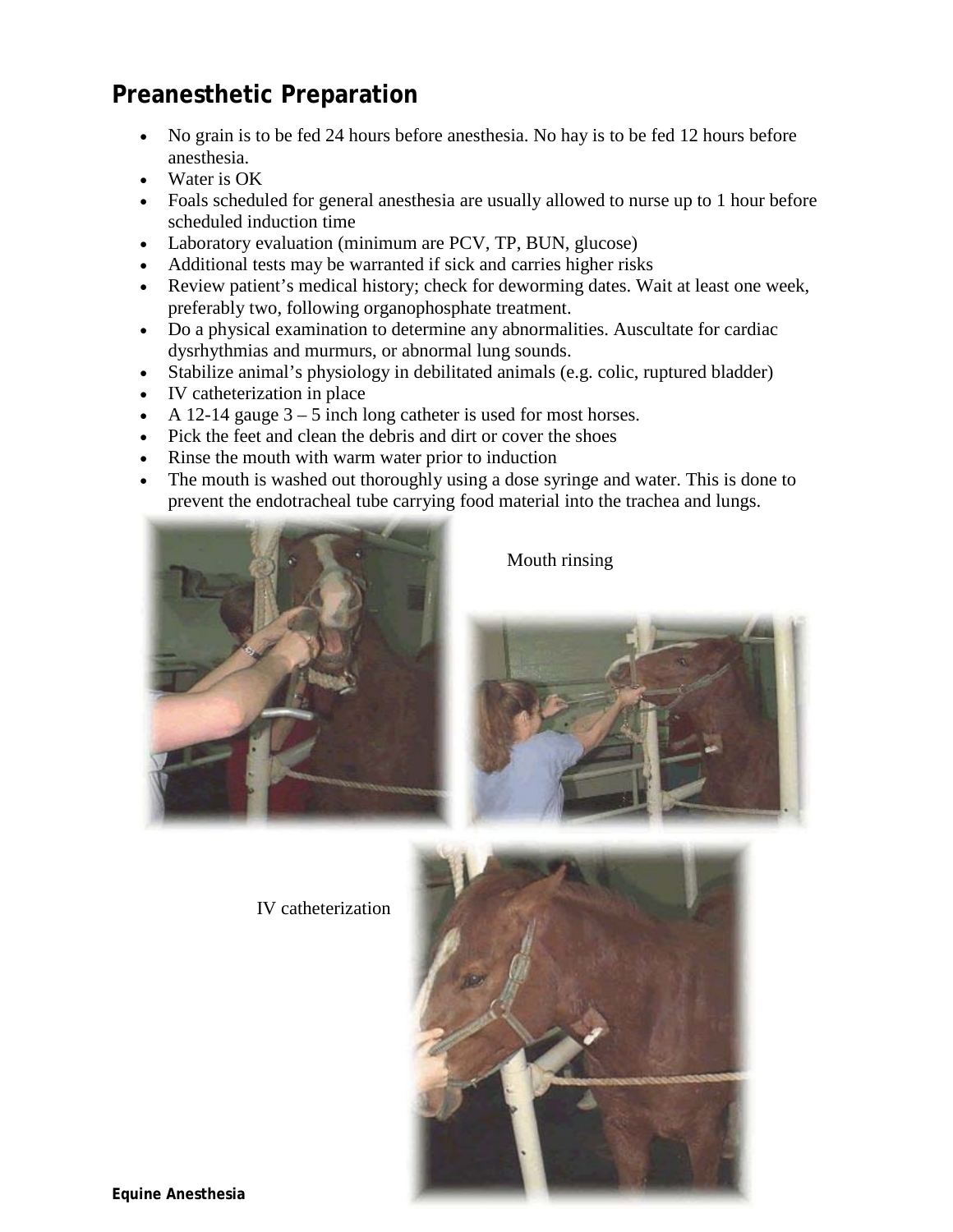## Preanesthetic Preparation

- No grain is to be fed 24 hours before anesthesia. No hay is to be fed 12 hours before anesthesia.
- Water is OK
- Foals scheduled for general anesthesia are usually allowed to nurse up to 1 hour before scheduled induction time
- Laboratory evaluation (minimum are PCV, TP, BUN, glucose)
- Additional tests may be warranted if sick and carries higher risks
- Review patient's medical history; check for deworming dates. Wait at least one week, preferably two, following organophosphate treatment.
- Do a physical examination to determine any abnormalities. Auscultate for cardiac dysrhythmias and murmurs, or abnormal lung sounds.
- Stabilize animal's physiology in debilitated animals (e.g. colic, ruptured bladder)
- IV catheterization in place
- A 12-14 gauge 3 – 5 inch long catheter is used for most horses.
- Pick the feet and clean the debris and dirt or cover the shoes
- Rinse the mouth with warm water prior to induction
- The mouth is washed out thoroughly using a dose syringe and water. This is done to prevent the endotracheal tube carrying food material into the trachea and lungs.

Mouth rinsing

IV catheterization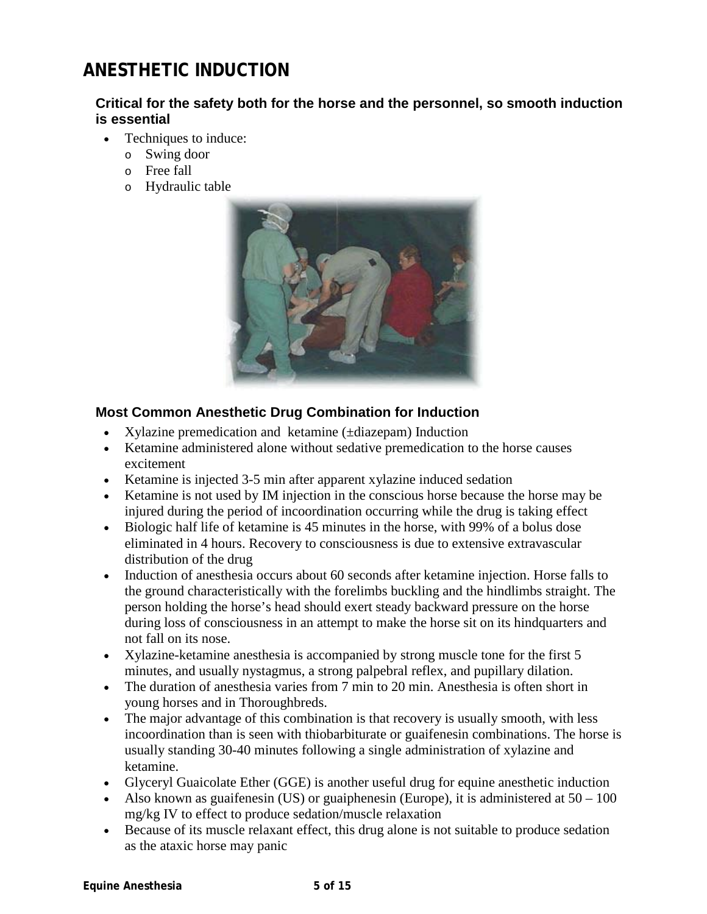# ANESTHETIC INDUCTION

### Critical for the safety both for the horse and the personnel, so smooth induction is essential

- Techniques to induce:
  - Swing door
  - Free fall
  - Hydraulic table

### Most Common Anesthetic Drug Combination for Induction

- Xylazine premedication and ketamine (±diazepam) Induction
- Ketamine administered alone without sedative premedication to the horse causes excitement
- Ketamine is injected 3-5 min after apparent xylazine induced sedation
- Ketamine is not used by IM injection in the conscious horse because the horse may be injured during the period of incoordination occurring while the drug is taking effect
- Biologic half life of ketamine is 45 minutes in the horse, with 99% of a bolus dose eliminated in 4 hours. Recovery to consciousness is due to extensive extravascular distribution of the drug
- Induction of anesthesia occurs about 60 seconds after ketamine injection. Horse falls to the ground characteristically with the forelimbs buckling and the hindlimbs straight. The person holding the horse's head should exert steady backward pressure on the horse during loss of consciousness in an attempt to make the horse sit on its hindquarters and not fall on its nose.
- Xylazine-ketamine anesthesia is accompanied by strong muscle tone for the first 5 minutes, and usually nystagmus, a strong palpebral reflex, and pupillary dilation.
- The duration of anesthesia varies from 7 min to 20 min. Anesthesia is often short in young horses and in Thoroughbreds.
- The major advantage of this combination is that recovery is usually smooth, with less incoordination than is seen with thiobarbiturate or guaifenesin combinations. The horse is usually standing 30-40 minutes following a single administration of xylazine and ketamine.
- Glyceryl Guaicolate Ether (GGE) is another useful drug for equine anesthetic induction
- Also known as guaifenesin (US) or guaiphenesin (Europe), it is administered at 50 – 100 mg/kg IV to effect to produce sedation/muscle relaxation
- Because of its muscle relaxant effect, this drug alone is not suitable to produce sedation as the ataxic horse may panic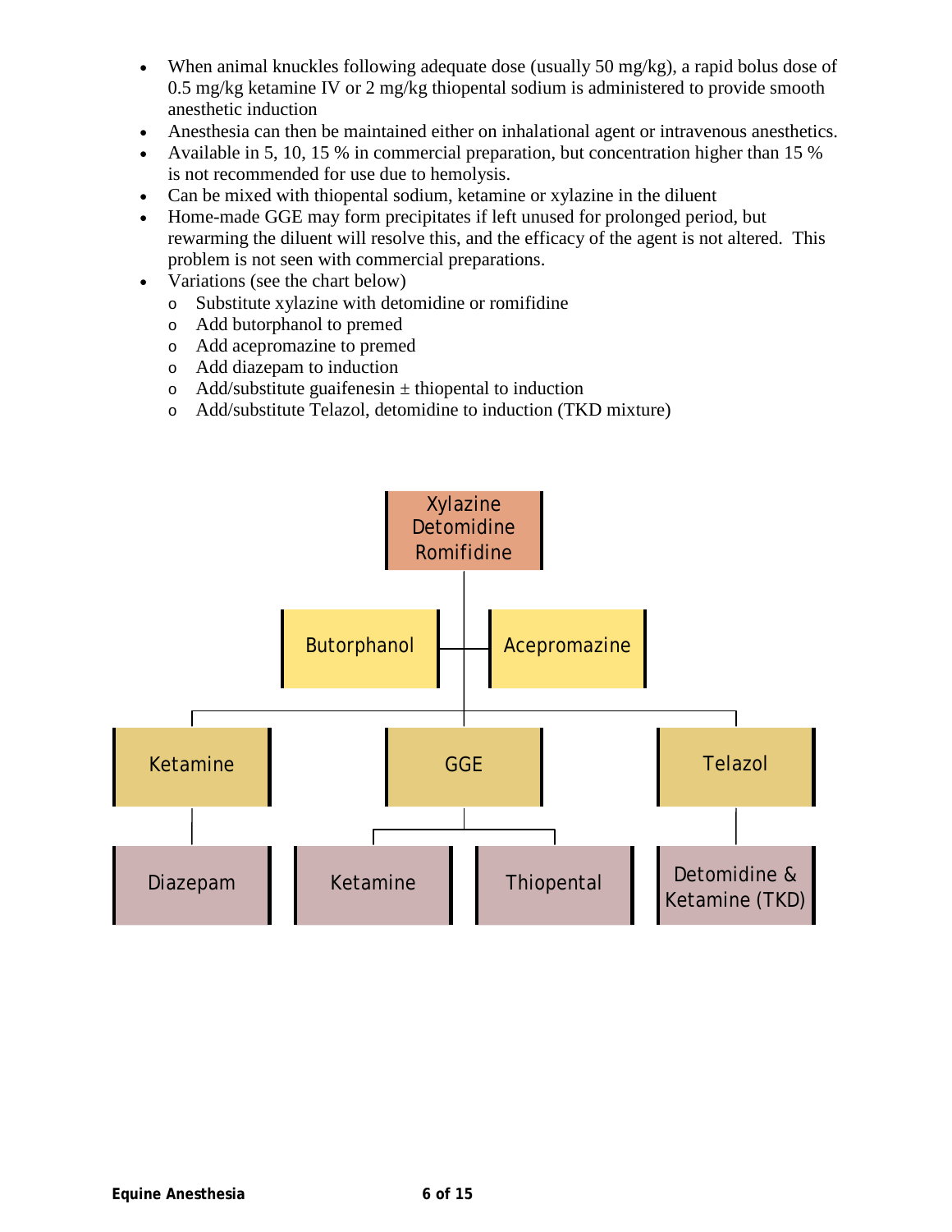- When animal knuckles following adequate dose (usually 50 mg/kg), a rapid bolus dose of 0.5 mg/kg ketamine IV or 2 mg/kg thiopental sodium is administered to provide smooth anesthetic induction
- Anesthesia can then be maintained either on inhalational agent or intravenous anesthetics.
- Available in 5, 10, 15 % in commercial preparation, but concentration higher than 15 % is not recommended for use due to hemolysis.
- Can be mixed with thiopental sodium, ketamine or xylazine in the diluent
- Home-made GGE may form precipitates if left unused for prolonged period, but rewarming the diluent will resolve this, and the efficacy of the agent is not altered. This problem is not seen with commercial preparations.
- Variations (see the chart below)
  - Substitute xylazine with detomidine or romifidine
  - Add butorphanol to premed
  - Add acepromazine to premed
  - Add diazepam to induction
  - Add/substitute guaifenesin ± thiopental to induction
  - Add/substitute Telazol, detomidine to induction (TKD mixture)

```
                 Xylazine
                 Detomidine
                 Romifidine
                     |
      Butorphanol ---+--- Acepromazine
                     |
   +-----------------+-----------------+
   |                 |                 |
Ketamine            GGE              Telazol
   |           +-----+-----+           |
Diazepam   Ketamine    Thiopental   Detomidine &
                                    Ketamine (TKD)
```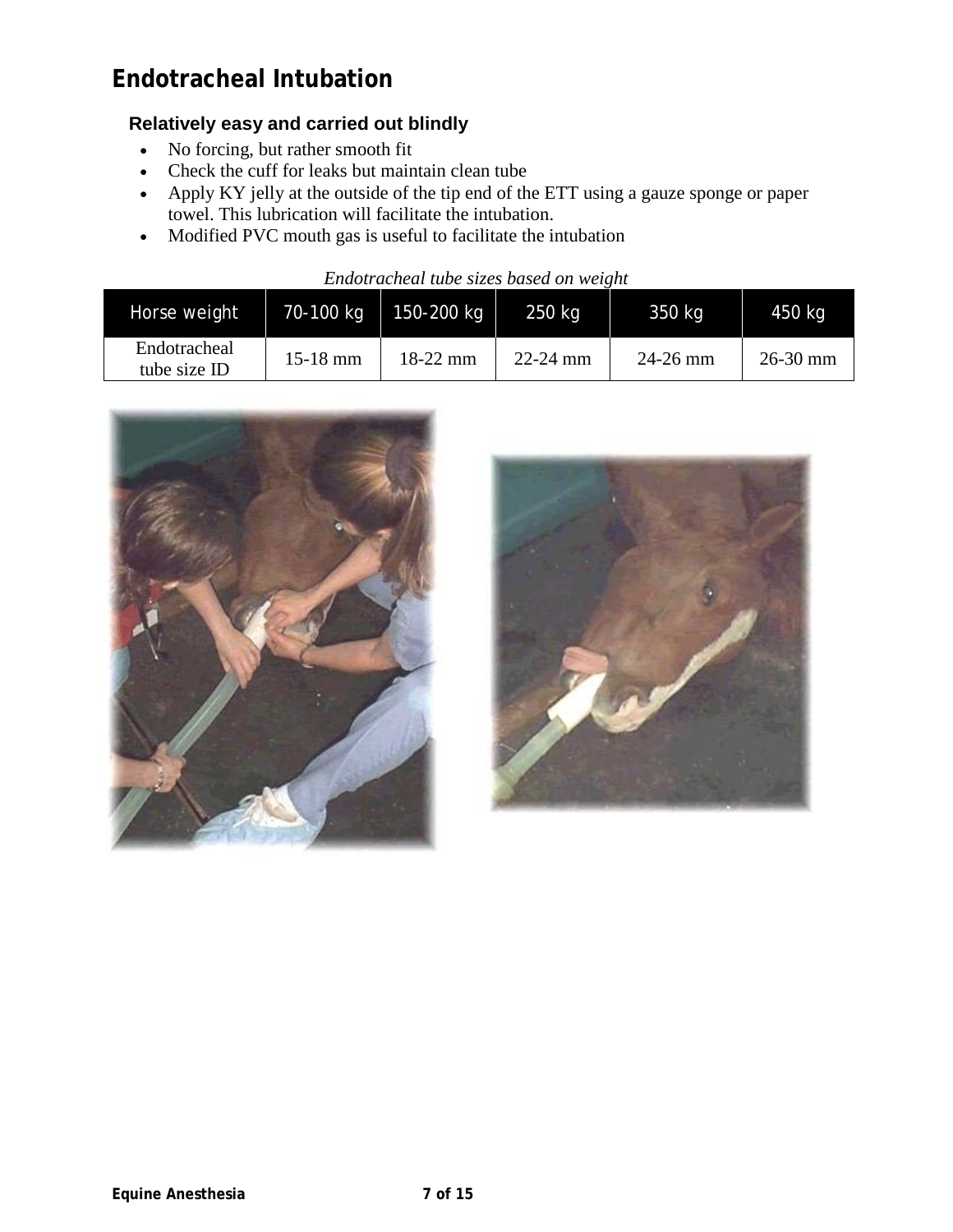# Endotracheal Intubation

### Relatively easy and carried out blindly

- No forcing, but rather smooth fit
- Check the cuff for leaks but maintain clean tube
- Apply KY jelly at the outside of the tip end of the ETT using a gauze sponge or paper towel. This lubrication will facilitate the intubation.
- Modified PVC mouth gas is useful to facilitate the intubation

*Endotracheal tube sizes based on weight*

| Horse weight | 70-100 kg | 150-200 kg | 250 kg | 350 kg | 450 kg |
|---|---|---|---|---|---|
| Endotracheal tube size ID | 15-18 mm | 18-22 mm | 22-24 mm | 24-26 mm | 26-30 mm |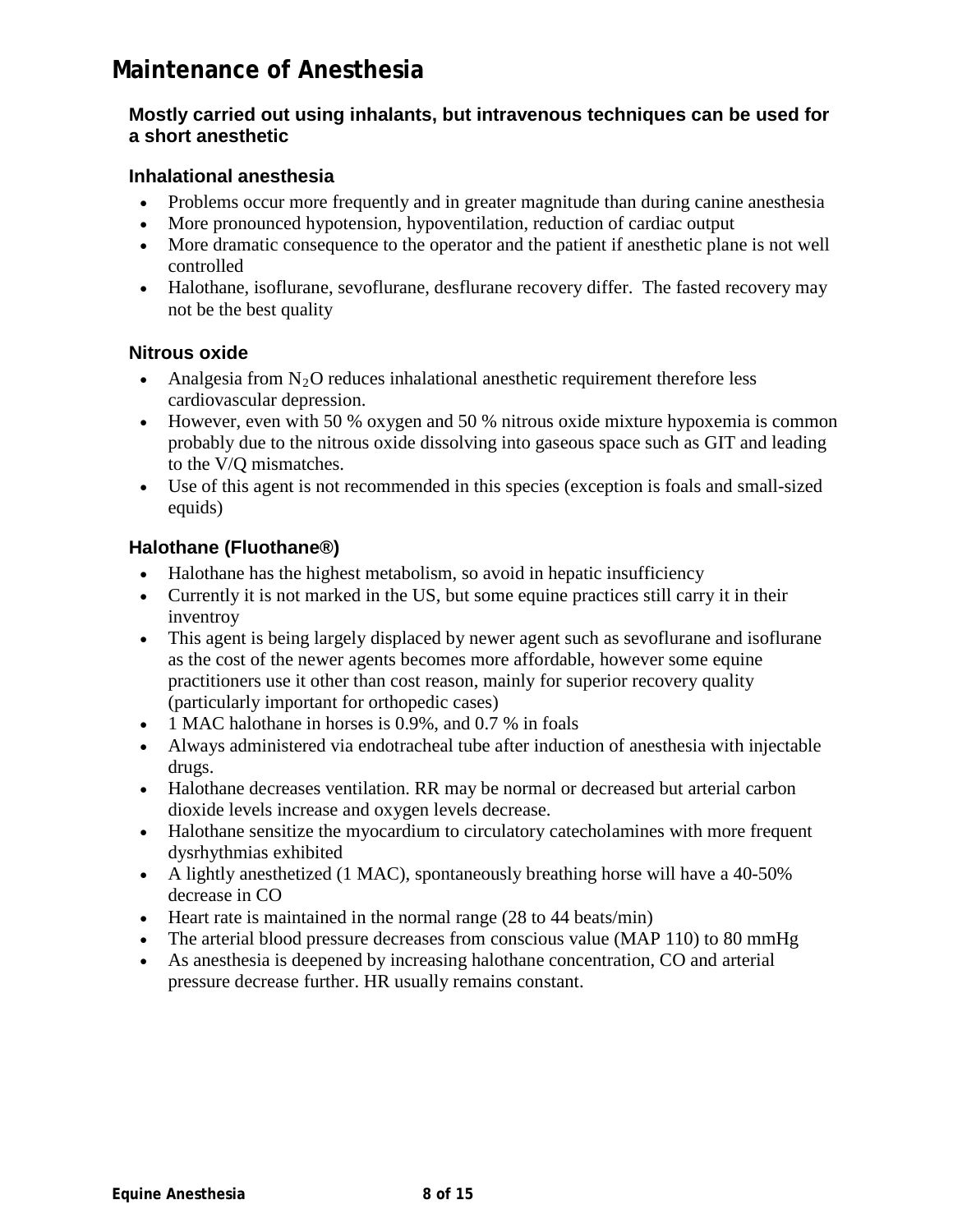# Maintenance of Anesthesia

### Mostly carried out using inhalants, but intravenous techniques can be used for a short anesthetic

### Inhalational anesthesia

- Problems occur more frequently and in greater magnitude than during canine anesthesia
- More pronounced hypotension, hypoventilation, reduction of cardiac output
- More dramatic consequence to the operator and the patient if anesthetic plane is not well controlled
- Halothane, isoflurane, sevoflurane, desflurane recovery differ. The fasted recovery may not be the best quality

### Nitrous oxide

- Analgesia from $N_2O$ reduces inhalational anesthetic requirement therefore less cardiovascular depression.
- However, even with 50 % oxygen and 50 % nitrous oxide mixture hypoxemia is common probably due to the nitrous oxide dissolving into gaseous space such as GIT and leading to the V/Q mismatches.
- Use of this agent is not recommended in this species (exception is foals and small-sized equids)

### Halothane (Fluothane®)

- Halothane has the highest metabolism, so avoid in hepatic insufficiency
- Currently it is not marked in the US, but some equine practices still carry it in their inventroy
- This agent is being largely displaced by newer agent such as sevoflurane and isoflurane as the cost of the newer agents becomes more affordable, however some equine practitioners use it other than cost reason, mainly for superior recovery quality (particularly important for orthopedic cases)
- 1 MAC halothane in horses is 0.9%, and 0.7 % in foals
- Always administered via endotracheal tube after induction of anesthesia with injectable drugs.
- Halothane decreases ventilation. RR may be normal or decreased but arterial carbon dioxide levels increase and oxygen levels decrease.
- Halothane sensitize the myocardium to circulatory catecholamines with more frequent dysrhythmias exhibited
- A lightly anesthetized (1 MAC), spontaneously breathing horse will have a 40-50% decrease in CO
- Heart rate is maintained in the normal range (28 to 44 beats/min)
- The arterial blood pressure decreases from conscious value (MAP 110) to 80 mmHg
- As anesthesia is deepened by increasing halothane concentration, CO and arterial pressure decrease further. HR usually remains constant.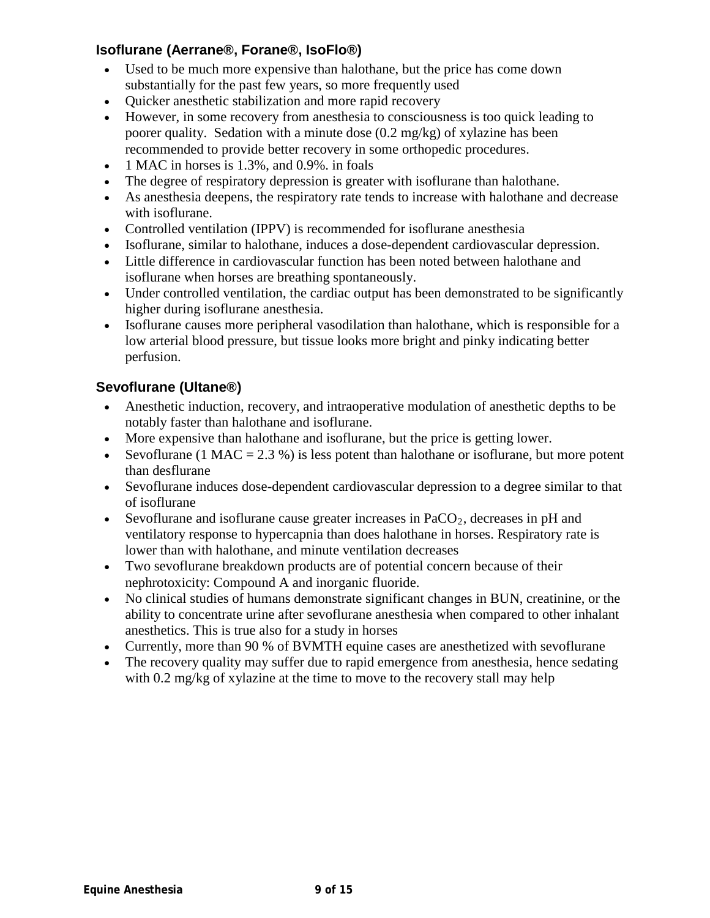### Isoflurane (Aerrane®, Forane®, IsoFlo®)

- Used to be much more expensive than halothane, but the price has come down substantially for the past few years, so more frequently used
- Quicker anesthetic stabilization and more rapid recovery
- However, in some recovery from anesthesia to consciousness is too quick leading to poorer quality. Sedation with a minute dose (0.2 mg/kg) of xylazine has been recommended to provide better recovery in some orthopedic procedures.
- 1 MAC in horses is 1.3%, and 0.9%. in foals
- The degree of respiratory depression is greater with isoflurane than halothane.
- As anesthesia deepens, the respiratory rate tends to increase with halothane and decrease with isoflurane.
- Controlled ventilation (IPPV) is recommended for isoflurane anesthesia
- Isoflurane, similar to halothane, induces a dose-dependent cardiovascular depression.
- Little difference in cardiovascular function has been noted between halothane and isoflurane when horses are breathing spontaneously.
- Under controlled ventilation, the cardiac output has been demonstrated to be significantly higher during isoflurane anesthesia.
- Isoflurane causes more peripheral vasodilation than halothane, which is responsible for a low arterial blood pressure, but tissue looks more bright and pinky indicating better perfusion.

### Sevoflurane (Ultane®)

- Anesthetic induction, recovery, and intraoperative modulation of anesthetic depths to be notably faster than halothane and isoflurane.
- More expensive than halothane and isoflurane, but the price is getting lower.
- Sevoflurane (1 MAC = 2.3 %) is less potent than halothane or isoflurane, but more potent than desflurane
- Sevoflurane induces dose-dependent cardiovascular depression to a degree similar to that of isoflurane
- Sevoflurane and isoflurane cause greater increases in $PaCO_2$, decreases in pH and ventilatory response to hypercapnia than does halothane in horses. Respiratory rate is lower than with halothane, and minute ventilation decreases
- Two sevoflurane breakdown products are of potential concern because of their nephrotoxicity: Compound A and inorganic fluoride.
- No clinical studies of humans demonstrate significant changes in BUN, creatinine, or the ability to concentrate urine after sevoflurane anesthesia when compared to other inhalant anesthetics. This is true also for a study in horses
- Currently, more than 90 % of BVMTH equine cases are anesthetized with sevoflurane
- The recovery quality may suffer due to rapid emergence from anesthesia, hence sedating with 0.2 mg/kg of xylazine at the time to move to the recovery stall may help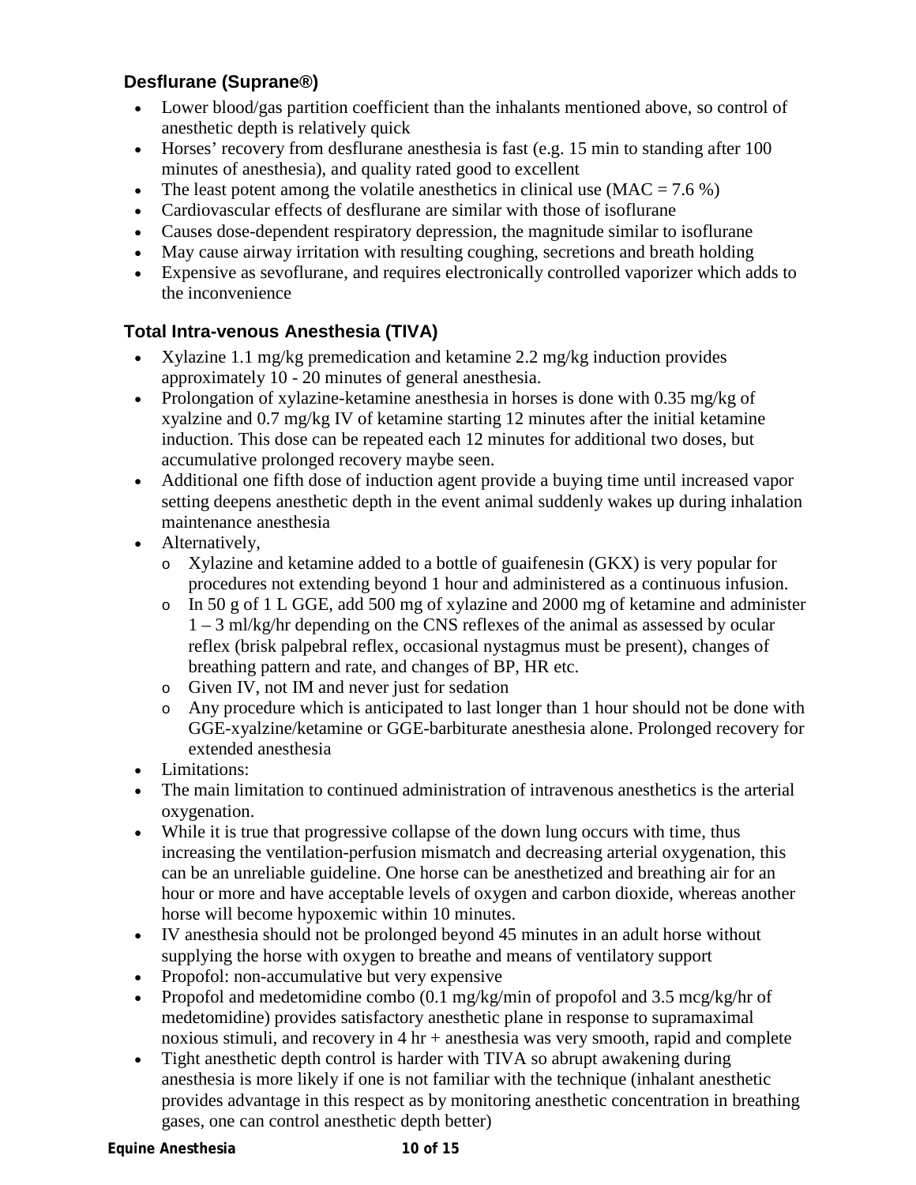### Desflurane (Suprane®)

- Lower blood/gas partition coefficient than the inhalants mentioned above, so control of anesthetic depth is relatively quick
- Horses' recovery from desflurane anesthesia is fast (e.g. 15 min to standing after 100 minutes of anesthesia), and quality rated good to excellent
- The least potent among the volatile anesthetics in clinical use (MAC = 7.6 %)
- Cardiovascular effects of desflurane are similar with those of isoflurane
- Causes dose-dependent respiratory depression, the magnitude similar to isoflurane
- May cause airway irritation with resulting coughing, secretions and breath holding
- Expensive as sevoflurane, and requires electronically controlled vaporizer which adds to the inconvenience

### Total Intra-venous Anesthesia (TIVA)

- Xylazine 1.1 mg/kg premedication and ketamine 2.2 mg/kg induction provides approximately 10 - 20 minutes of general anesthesia.
- Prolongation of xylazine-ketamine anesthesia in horses is done with 0.35 mg/kg of xyalzine and 0.7 mg/kg IV of ketamine starting 12 minutes after the initial ketamine induction. This dose can be repeated each 12 minutes for additional two doses, but accumulative prolonged recovery maybe seen.
- Additional one fifth dose of induction agent provide a buying time until increased vapor setting deepens anesthetic depth in the event animal suddenly wakes up during inhalation maintenance anesthesia
- Alternatively,
    - Xylazine and ketamine added to a bottle of guaifenesin (GKX) is very popular for procedures not extending beyond 1 hour and administered as a continuous infusion.
    - In 50 g of 1 L GGE, add 500 mg of xylazine and 2000 mg of ketamine and administer 1 – 3 ml/kg/hr depending on the CNS reflexes of the animal as assessed by ocular reflex (brisk palpebral reflex, occasional nystagmus must be present), changes of breathing pattern and rate, and changes of BP, HR etc.
    - Given IV, not IM and never just for sedation
    - Any procedure which is anticipated to last longer than 1 hour should not be done with GGE-xyalzine/ketamine or GGE-barbiturate anesthesia alone. Prolonged recovery for extended anesthesia
- Limitations:
- The main limitation to continued administration of intravenous anesthetics is the arterial oxygenation.
- While it is true that progressive collapse of the down lung occurs with time, thus increasing the ventilation-perfusion mismatch and decreasing arterial oxygenation, this can be an unreliable guideline. One horse can be anesthetized and breathing air for an hour or more and have acceptable levels of oxygen and carbon dioxide, whereas another horse will become hypoxemic within 10 minutes.
- IV anesthesia should not be prolonged beyond 45 minutes in an adult horse without supplying the horse with oxygen to breathe and means of ventilatory support
- Propofol: non-accumulative but very expensive
- Propofol and medetomidine combo (0.1 mg/kg/min of propofol and 3.5 mcg/kg/hr of medetomidine) provides satisfactory anesthetic plane in response to supramaximal noxious stimuli, and recovery in 4 hr + anesthesia was very smooth, rapid and complete
- Tight anesthetic depth control is harder with TIVA so abrupt awakening during anesthesia is more likely if one is not familiar with the technique (inhalant anesthetic provides advantage in this respect as by monitoring anesthetic concentration in breathing gases, one can control anesthetic depth better)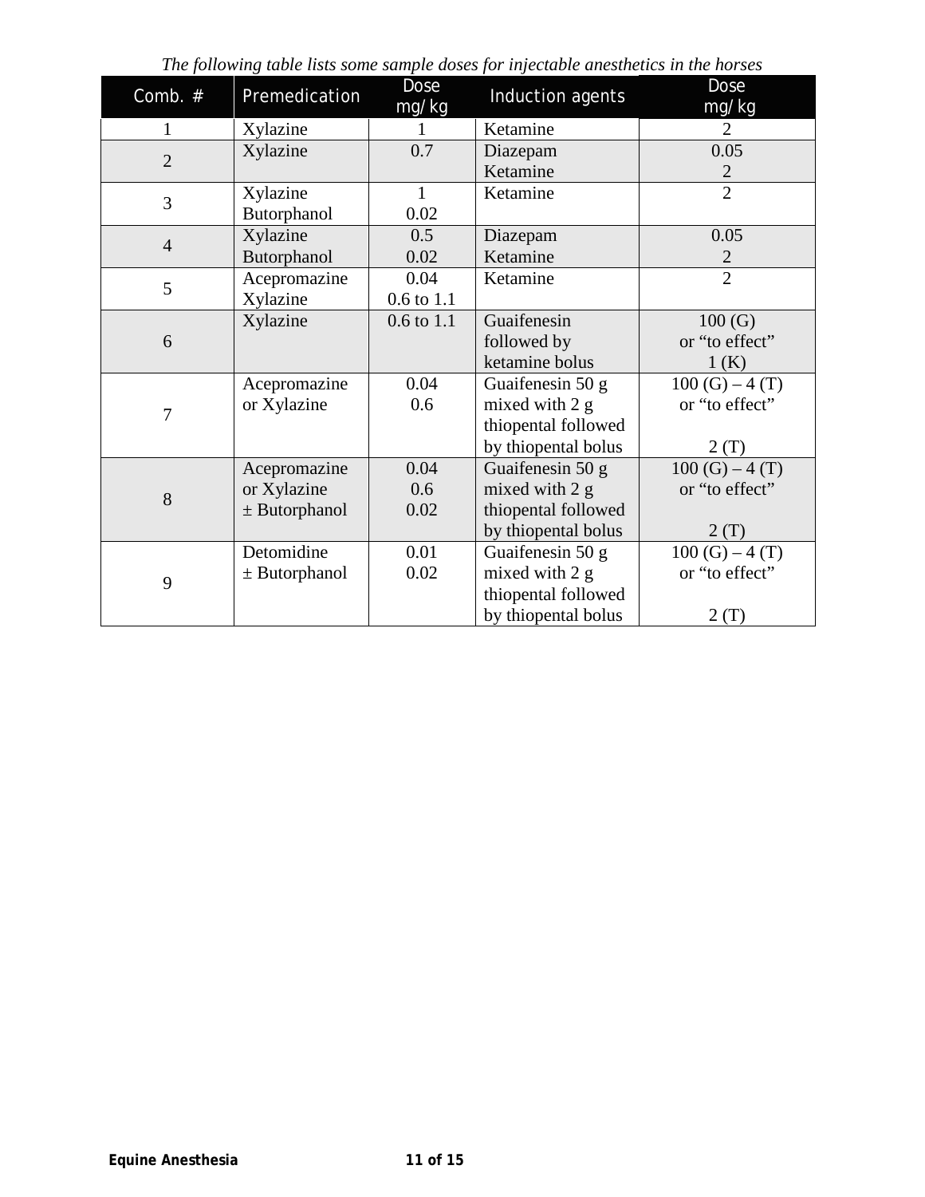*The following table lists some sample doses for injectable anesthetics in the horses*

| Comb. # | Premedication | Dose mg/kg | Induction agents | Dose mg/kg |
|---|---|---|---|---|
| 1 | Xylazine | 1 | Ketamine | 2 |
| 2 | Xylazine | 0.7 | Diazepam<br>Ketamine | 0.05<br>2 |
| 3 | Xylazine<br>Butorphanol | 1<br>0.02 | Ketamine | 2 |
| 4 | Xylazine<br>Butorphanol | 0.5<br>0.02 | Diazepam<br>Ketamine | 0.05<br>2 |
| 5 | Acepromazine<br>Xylazine | 0.04<br>0.6 to 1.1 | Ketamine | 2 |
| 6 | Xylazine | 0.6 to 1.1 | Guaifenesin followed by ketamine bolus | 100 (G) or "to effect"<br>1 (K) |
| 7 | Acepromazine<br>or Xylazine | 0.04<br>0.6 | Guaifenesin 50 g mixed with 2 g thiopental followed by thiopental bolus | 100 (G) – 4 (T) or "to effect"<br>2 (T) |
| 8 | Acepromazine<br>or Xylazine<br>± Butorphanol | 0.04<br>0.6<br>0.02 | Guaifenesin 50 g mixed with 2 g thiopental followed by thiopental bolus | 100 (G) – 4 (T) or "to effect"<br>2 (T) |
| 9 | Detomidine<br>± Butorphanol | 0.01<br>0.02 | Guaifenesin 50 g mixed with 2 g thiopental followed by thiopental bolus | 100 (G) – 4 (T) or "to effect"<br>2 (T) |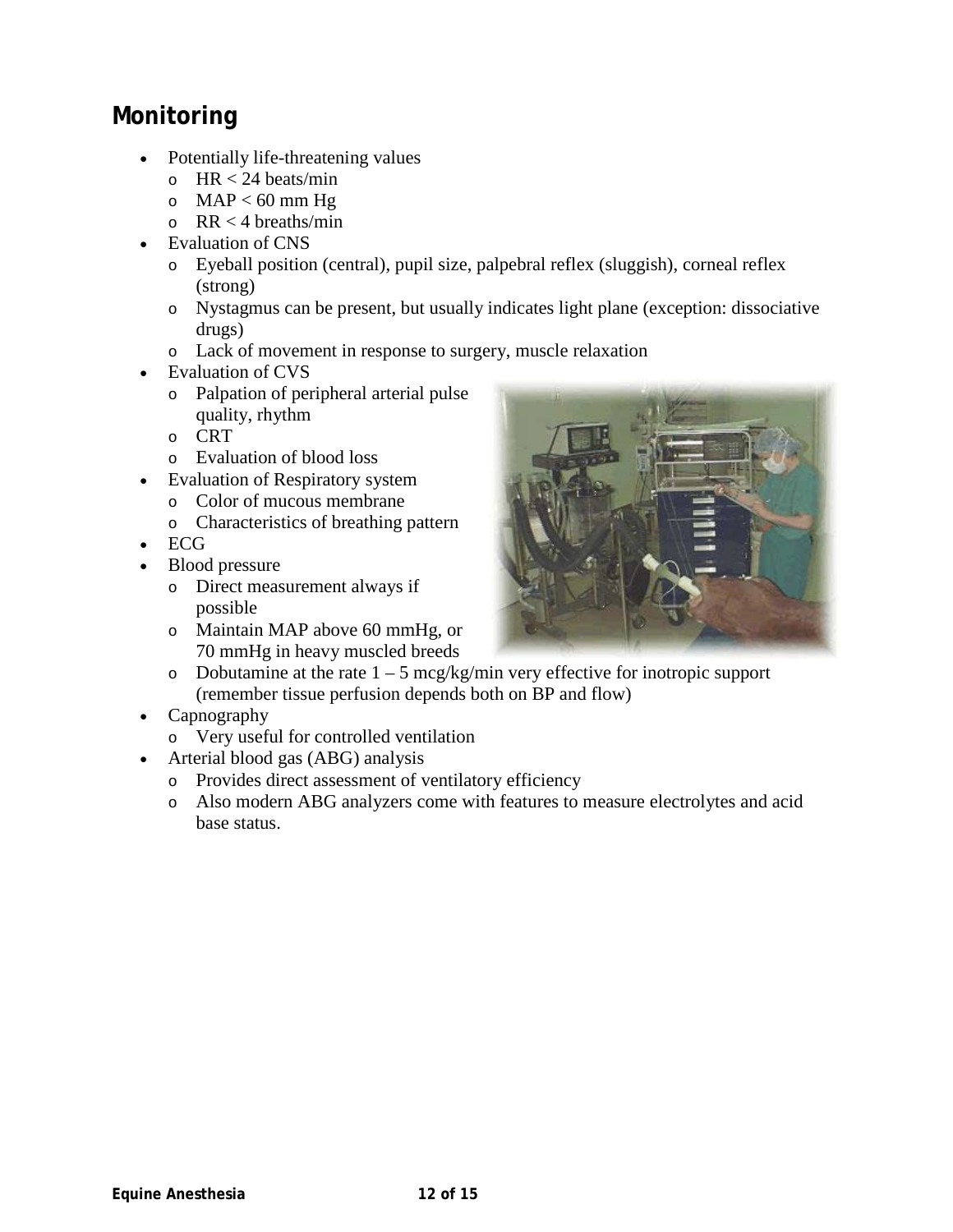## Monitoring

- Potentially life-threatening values
  - HR < 24 beats/min
  - MAP < 60 mm Hg
  - RR < 4 breaths/min
- Evaluation of CNS
  - Eyeball position (central), pupil size, palpebral reflex (sluggish), corneal reflex (strong)
  - Nystagmus can be present, but usually indicates light plane (exception: dissociative drugs)
  - Lack of movement in response to surgery, muscle relaxation
- Evaluation of CVS
  - Palpation of peripheral arterial pulse quality, rhythm
  - CRT
  - Evaluation of blood loss
- Evaluation of Respiratory system
  - Color of mucous membrane
  - Characteristics of breathing pattern
- ECG
- Blood pressure
  - Direct measurement always if possible
  - Maintain MAP above 60 mmHg, or 70 mmHg in heavy muscled breeds
  - Dobutamine at the rate 1 – 5 mcg/kg/min very effective for inotropic support (remember tissue perfusion depends both on BP and flow)
- Capnography
  - Very useful for controlled ventilation
- Arterial blood gas (ABG) analysis
  - Provides direct assessment of ventilatory efficiency
  - Also modern ABG analyzers come with features to measure electrolytes and acid base status.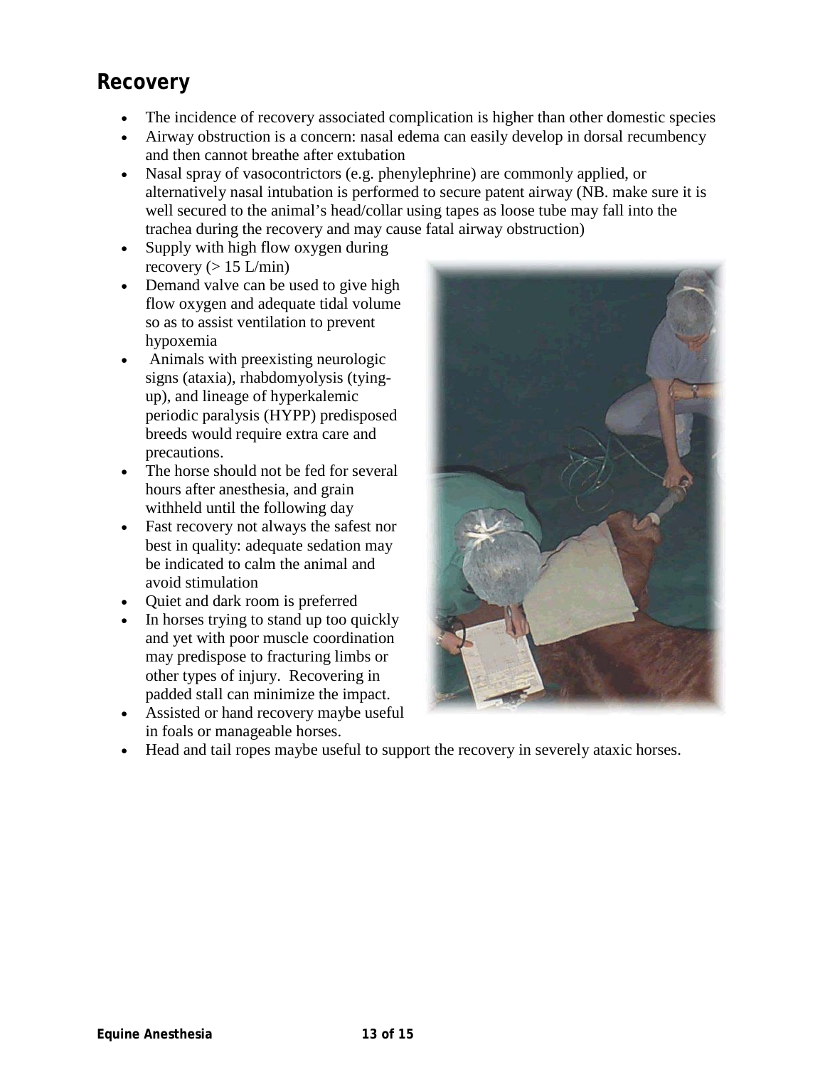## Recovery

- The incidence of recovery associated complication is higher than other domestic species
- Airway obstruction is a concern: nasal edema can easily develop in dorsal recumbency and then cannot breathe after extubation
- Nasal spray of vasocontrictors (e.g. phenylephrine) are commonly applied, or alternatively nasal intubation is performed to secure patent airway (NB. make sure it is well secured to the animal's head/collar using tapes as loose tube may fall into the trachea during the recovery and may cause fatal airway obstruction)
- Supply with high flow oxygen during recovery (> 15 L/min)
- Demand valve can be used to give high flow oxygen and adequate tidal volume so as to assist ventilation to prevent hypoxemia
- Animals with preexisting neurologic signs (ataxia), rhabdomyolysis (tying-up), and lineage of hyperkalemic periodic paralysis (HYPP) predisposed breeds would require extra care and precautions.
- The horse should not be fed for several hours after anesthesia, and grain withheld until the following day
- Fast recovery not always the safest nor best in quality: adequate sedation may be indicated to calm the animal and avoid stimulation
- Quiet and dark room is preferred
- In horses trying to stand up too quickly and yet with poor muscle coordination may predispose to fracturing limbs or other types of injury. Recovering in padded stall can minimize the impact.
- Assisted or hand recovery maybe useful in foals or manageable horses.
- Head and tail ropes maybe useful to support the recovery in severely ataxic horses.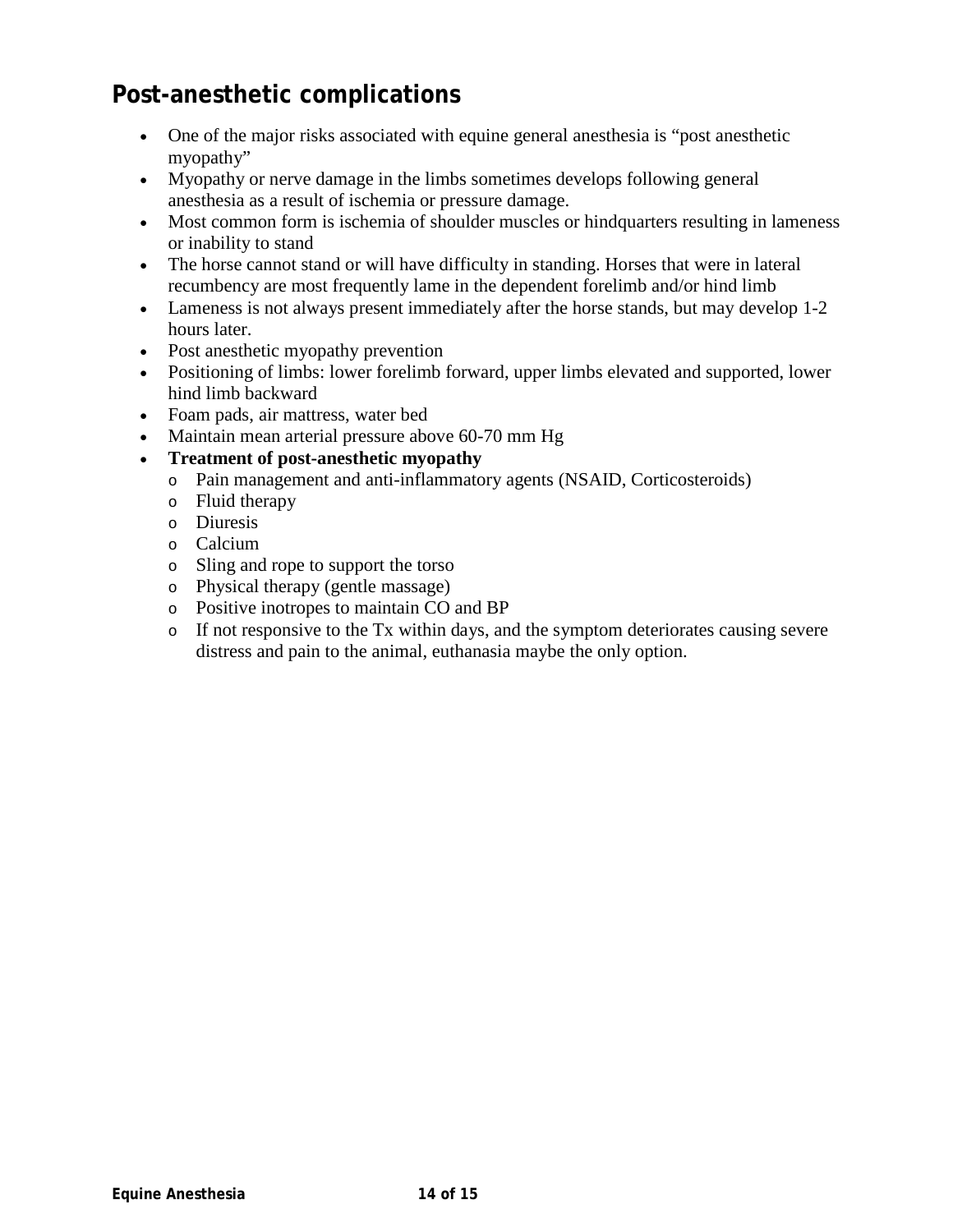## Post-anesthetic complications

- One of the major risks associated with equine general anesthesia is "post anesthetic myopathy"
- Myopathy or nerve damage in the limbs sometimes develops following general anesthesia as a result of ischemia or pressure damage.
- Most common form is ischemia of shoulder muscles or hindquarters resulting in lameness or inability to stand
- The horse cannot stand or will have difficulty in standing. Horses that were in lateral recumbency are most frequently lame in the dependent forelimb and/or hind limb
- Lameness is not always present immediately after the horse stands, but may develop 1-2 hours later.
- Post anesthetic myopathy prevention
- Positioning of limbs: lower forelimb forward, upper limbs elevated and supported, lower hind limb backward
- Foam pads, air mattress, water bed
- Maintain mean arterial pressure above 60-70 mm Hg
- **Treatment of post-anesthetic myopathy**
  - Pain management and anti-inflammatory agents (NSAID, Corticosteroids)
  - Fluid therapy
  - Diuresis
  - Calcium
  - Sling and rope to support the torso
  - Physical therapy (gentle massage)
  - Positive inotropes to maintain CO and BP
  - If not responsive to the Tx within days, and the symptom deteriorates causing severe distress and pain to the animal, euthanasia maybe the only option.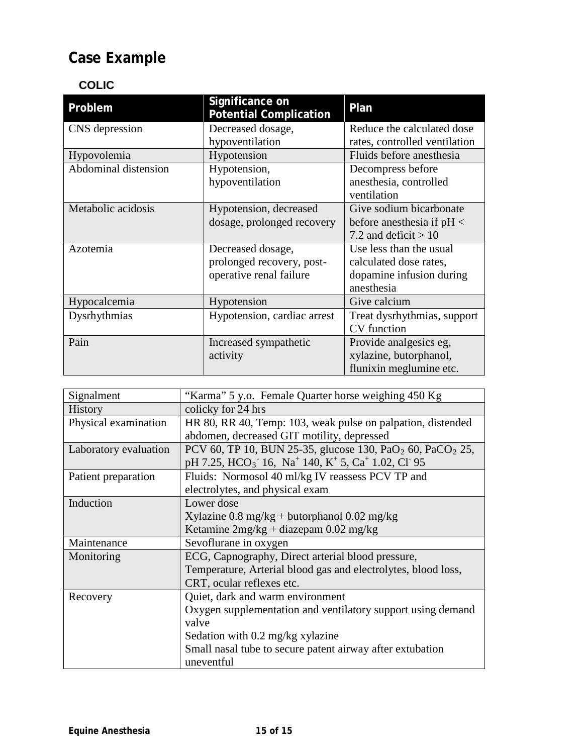## Case Example

### COLIC

| Problem | Significance on Potential Complication | Plan |
| --- | --- | --- |
| CNS depression | Decreased dosage, hypoventilation | Reduce the calculated dose rates, controlled ventilation |
| Hypovolemia | Hypotension | Fluids before anesthesia |
| Abdominal distension | Hypotension, hypoventilation | Decompress before anesthesia, controlled ventilation |
| Metabolic acidosis | Hypotension, decreased dosage, prolonged recovery | Give sodium bicarbonate before anesthesia if pH < 7.2 and deficit > 10 |
| Azotemia | Decreased dosage, prolonged recovery, post-operative renal failure | Use less than the usual calculated dose rates, dopamine infusion during anesthesia |
| Hypocalcemia | Hypotension | Give calcium |
| Dysrhythmias | Hypotension, cardiac arrest | Treat dysrhythmias, support CV function |
| Pain | Increased sympathetic activity | Provide analgesics eg, xylazine, butorphanol, flunixin meglumine etc. |

| | |
| --- | --- |
| Signalment | "Karma" 5 y.o. Female Quarter horse weighing 450 Kg |
| History | colicky for 24 hrs |
| Physical examination | HR 80, RR 40, Temp: 103, weak pulse on palpation, distended abdomen, decreased GIT motility, depressed |
| Laboratory evaluation | PCV 60, TP 10, BUN 25-35, glucose 130, $PaO_2$ 60, $PaCO_2$ 25, pH 7.25, $HCO_3^-$ 16, $Na^+$ 140, $K^+$ 5, $Ca^+$ 1.02, $Cl^-$ 95 |
| Patient preparation | Fluids: Normosol 40 ml/kg IV reassess PCV TP and electrolytes, and physical exam |
| Induction | Lower dose<br>Xylazine 0.8 mg/kg + butorphanol 0.02 mg/kg<br>Ketamine 2mg/kg + diazepam 0.02 mg/kg |
| Maintenance | Sevoflurane in oxygen |
| Monitoring | ECG, Capnography, Direct arterial blood pressure, Temperature, Arterial blood gas and electrolytes, blood loss, CRT, ocular reflexes etc. |
| Recovery | Quiet, dark and warm environment<br>Oxygen supplementation and ventilatory support using demand valve<br>Sedation with 0.2 mg/kg xylazine<br>Small nasal tube to secure patent airway after extubation<br>uneventful |